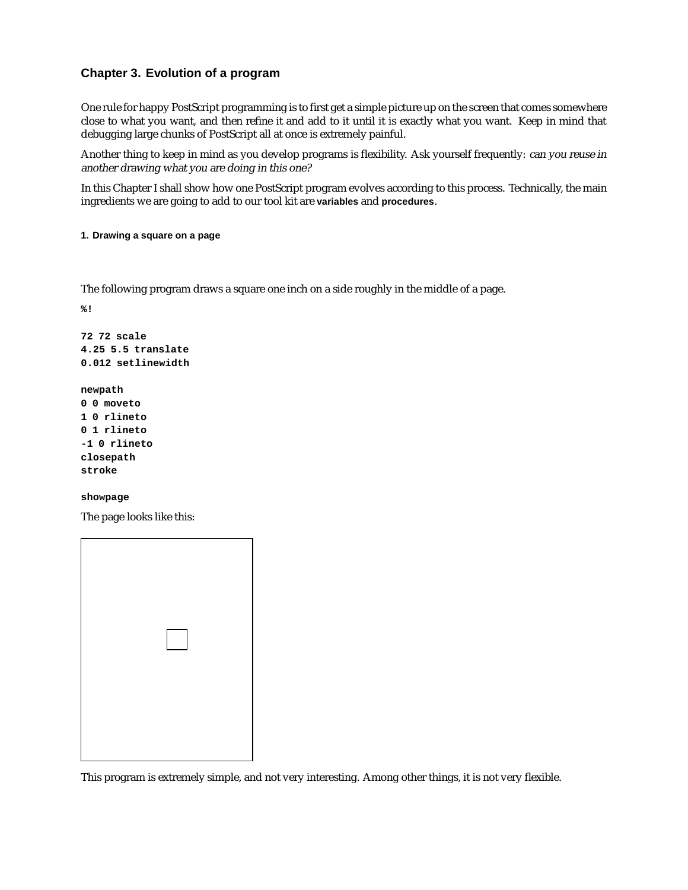## Chapter 3. Evolution of a program

One rule for happy PostScript programming is to first get a simple picture up on the screen that comes somewhere close to what you want, and then refine it and add to it until it is exactly what you want. Keep in mind that debugging large chunks of PostScript all at once is extremely painful.

Another thing to keep in mind as you develop programs is flexibility. Ask yourself frequently: *can you reuse in another drawing what you are doing in this one?*

In this Chapter I shall show how one PostScript program evolves according to this process. Technically, the main ingredients we are going to add to our tool kit are **variables** and **procedures**.

### 1. Drawing a square on a page

The following program draws a square one inch on a side roughly in the middle of a page.

```
%!

72 72 scale
4.25 5.5 translate
0.012 setlinewidth

newpath
0 0 moveto
1 0 rlineto
0 1 rlineto
-1 0 rlineto
closepath
stroke

showpage
```

The page looks like this:

This program is extremely simple, and not very interesting. Among other things, it is not very flexible.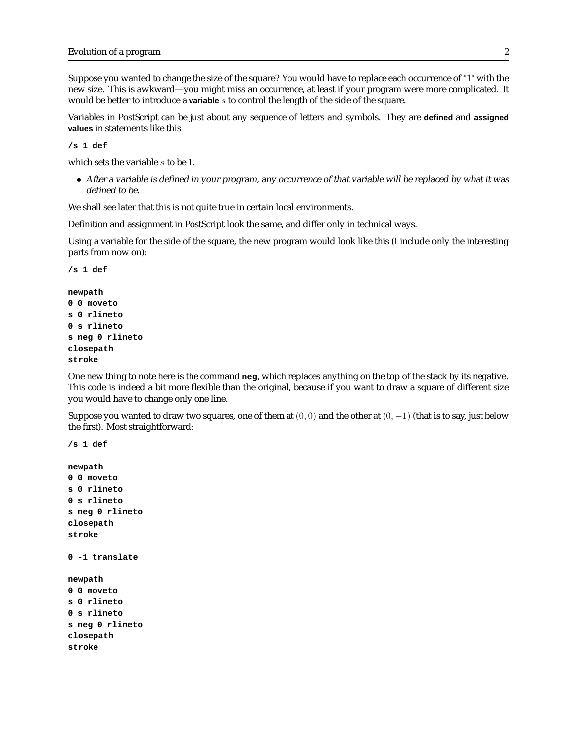Suppose you wanted to change the size of the square? You would have to replace each occurrence of "1" with the new size. This is awkward—you might miss an occurrence, at least if your program were more complicated. It would be better to introduce a **variable** $s$ to control the length of the side of the square.

Variables in PostScript can be just about any sequence of letters and symbols. They are **defined** and **assigned values** in statements like this

```
/s 1 def
```

which sets the variable $s$ to be $1$.

- *After a variable is defined in your program, any occurrence of that variable will be replaced by what it was defined to be.*

We shall see later that this is not quite true in certain local environments.

Definition and assignment in PostScript look the same, and differ only in technical ways.

Using a variable for the side of the square, the new program would look like this (I include only the interesting parts from now on):

```
/s 1 def

newpath
0 0 moveto
s 0 rlineto
0 s rlineto
s neg 0 rlineto
closepath
stroke
```

One new thing to note here is the command **neg**, which replaces anything on the top of the stack by its negative. This code is indeed a bit more flexible than the original, because if you want to draw a square of different size you would have to change only one line.

Suppose you wanted to draw two squares, one of them at $(0, 0)$ and the other at $(0, -1)$ (that is to say, just below the first). Most straightforward:

```
/s 1 def

newpath
0 0 moveto
s 0 rlineto
0 s rlineto
s neg 0 rlineto
closepath
stroke

0 -1 translate

newpath
0 0 moveto
s 0 rlineto
0 s rlineto
s neg 0 rlineto
closepath
stroke
```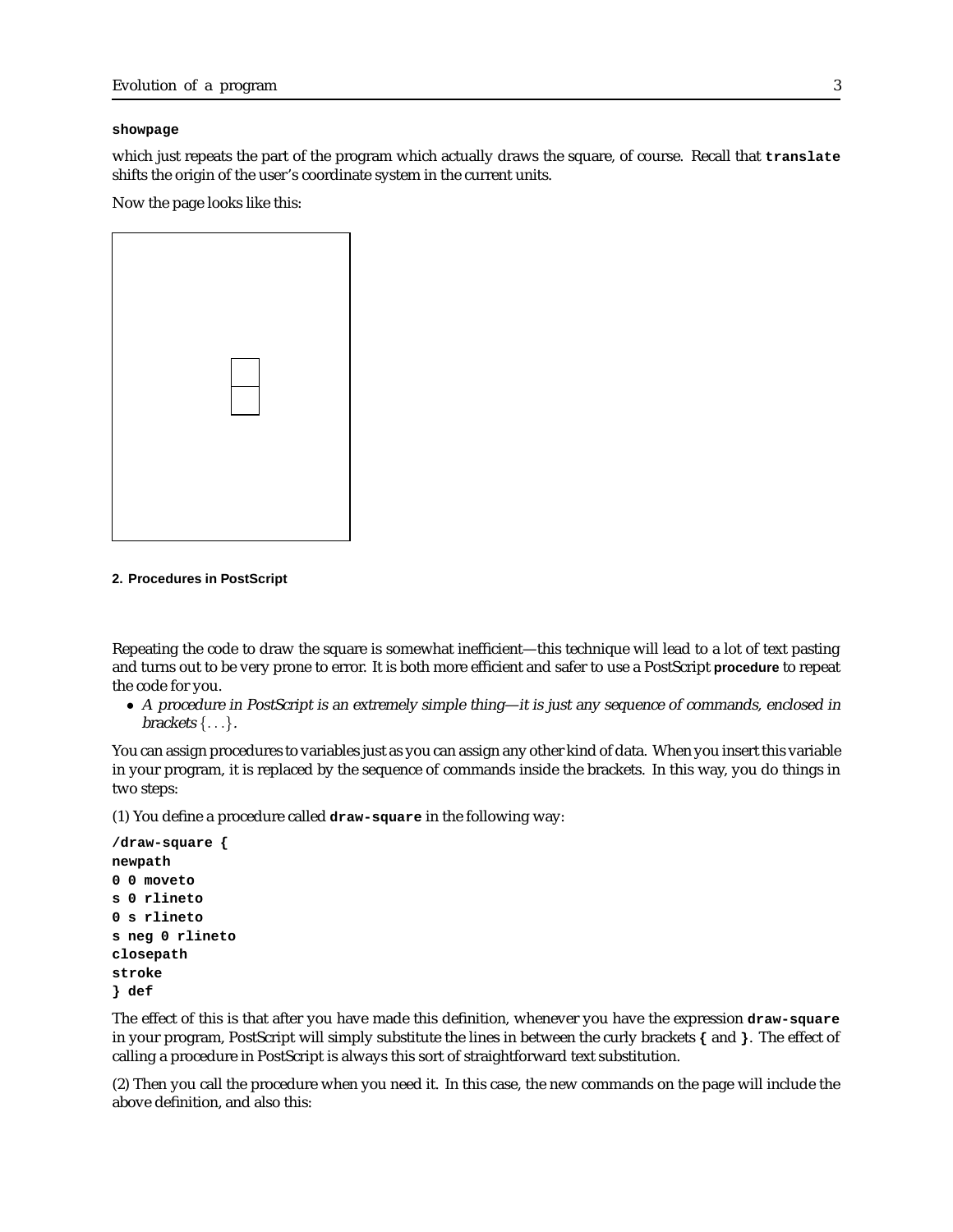```
showpage
```

which just repeats the part of the program which actually draws the square, of course. Recall that **translate** shifts the origin of the user's coordinate system in the current units.

Now the page looks like this:

#### 2. Procedures in PostScript

Repeating the code to draw the square is somewhat inefficient—this technique will lead to a lot of text pasting and turns out to be very prone to error. It is both more efficient and safer to use a PostScript **procedure** to repeat the code for you.

- *A procedure in PostScript is an extremely simple thing—it is just any sequence of commands, enclosed in brackets* $\{\ldots\}$.

You can assign procedures to variables just as you can assign any other kind of data. When you insert this variable in your program, it is replaced by the sequence of commands inside the brackets. In this way, you do things in two steps:

(1) You define a procedure called **draw-square** in the following way:

```
/draw-square {
newpath
0 0 moveto
s 0 rlineto
0 s rlineto
s neg 0 rlineto
closepath
stroke
} def
```

The effect of this is that after you have made this definition, whenever you have the expression **draw-square** in your program, PostScript will simply substitute the lines in between the curly brackets **{** and **}**. The effect of calling a procedure in PostScript is always this sort of straightforward text substitution.

(2) Then you call the procedure when you need it. In this case, the new commands on the page will include the above definition, and also this: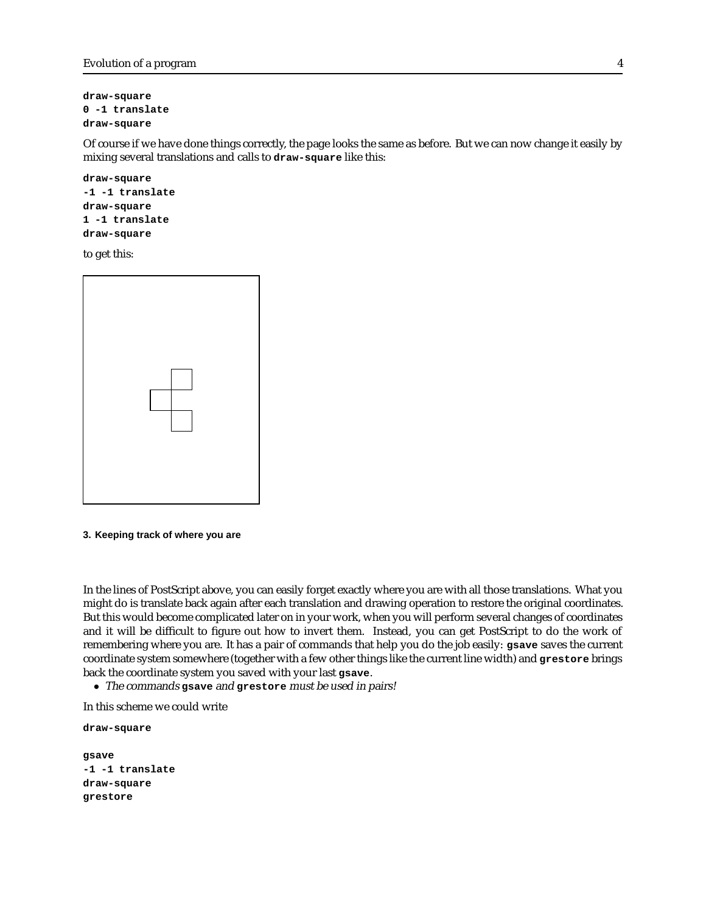```
draw-square
0 -1 translate
draw-square
```

Of course if we have done things correctly, the page looks the same as before. But we can now change it easily by mixing several translations and calls to **draw-square** like this:

```
draw-square
-1 -1 translate
draw-square
1 -1 translate
draw-square
```

to get this:

### 3. Keeping track of where you are

In the lines of PostScript above, you can easily forget exactly where you are with all those translations. What you might do is translate back again after each translation and drawing operation to restore the original coordinates. But this would become complicated later on in your work, when you will perform several changes of coordinates and it will be difficult to figure out how to invert them. Instead, you can get PostScript to do the work of remembering where you are. It has a pair of commands that help you do the job easily: **gsave** saves the current coordinate system somewhere (together with a few other things like the current line width) and **grestore** brings back the coordinate system you saved with your last **gsave**.

- *The commands* **gsave** *and* **grestore** *must be used in pairs!*

In this scheme we could write

```
draw-square

gsave
-1 -1 translate
draw-square
grestore
```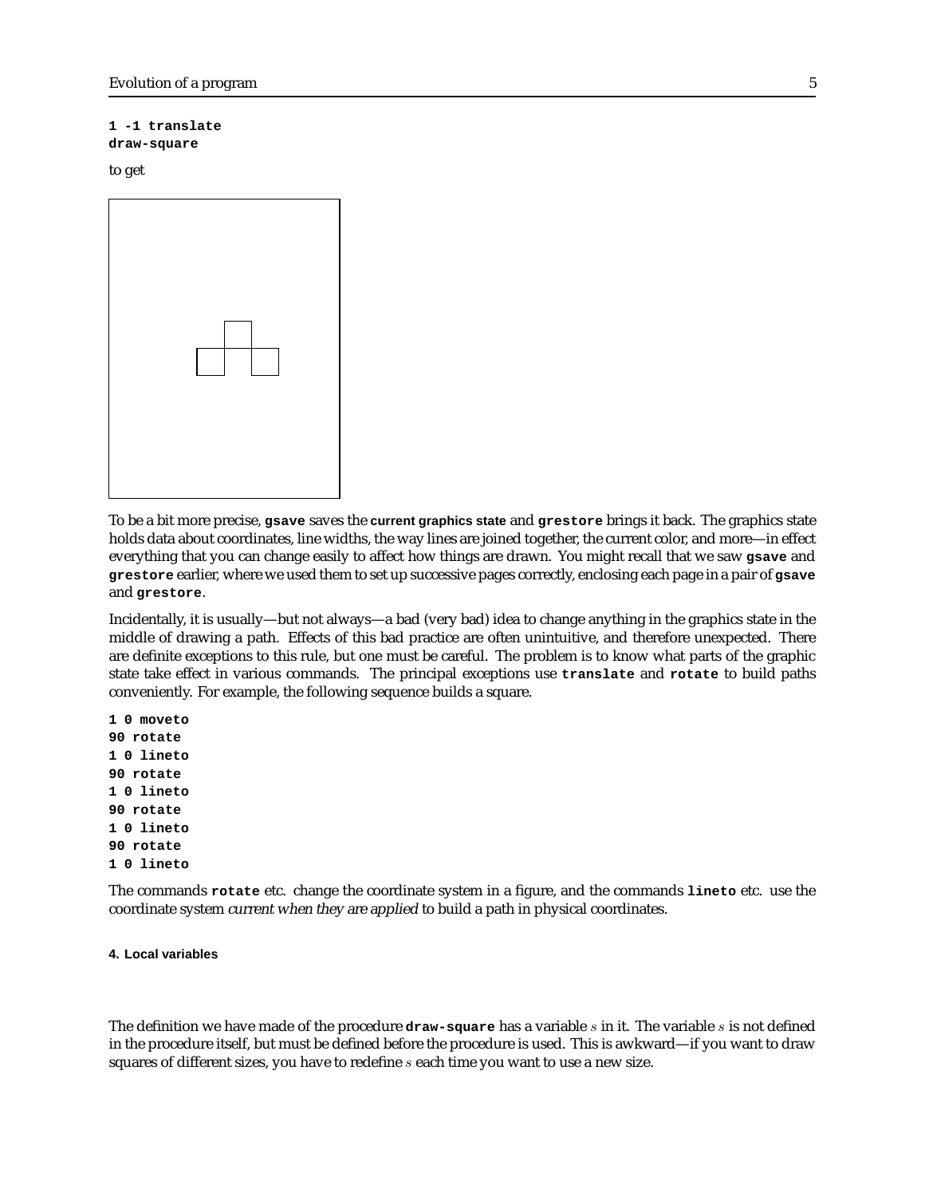```
1 -1 translate
draw-square
```

to get

To be a bit more precise, **gsave** saves the **current graphics state** and **grestore** brings it back. The graphics state holds data about coordinates, line widths, the way lines are joined together, the current color, and more—in effect everything that you can change easily to affect how things are drawn. You might recall that we saw **gsave** and **grestore** earlier, where we used them to set up successive pages correctly, enclosing each page in a pair of **gsave** and **grestore**.

Incidentally, it is usually—but not always—a bad (very bad) idea to change anything in the graphics state in the middle of drawing a path. Effects of this bad practice are often unintuitive, and therefore unexpected. There are definite exceptions to this rule, but one must be careful. The problem is to know what parts of the graphic state take effect in various commands. The principal exceptions use **translate** and **rotate** to build paths conveniently. For example, the following sequence builds a square.

```
1 0 moveto
90 rotate
1 0 lineto
90 rotate
1 0 lineto
90 rotate
1 0 lineto
90 rotate
1 0 lineto
```

The commands **rotate** etc. change the coordinate system in a figure, and the commands **lineto** etc. use the coordinate system *current when they are applied* to build a path in physical coordinates.

#### 4. Local variables

The definition we have made of the procedure **draw-square** has a variable $s$ in it. The variable $s$ is not defined in the procedure itself, but must be defined before the procedure is used. This is awkward—if you want to draw squares of different sizes, you have to redefine $s$ each time you want to use a new size.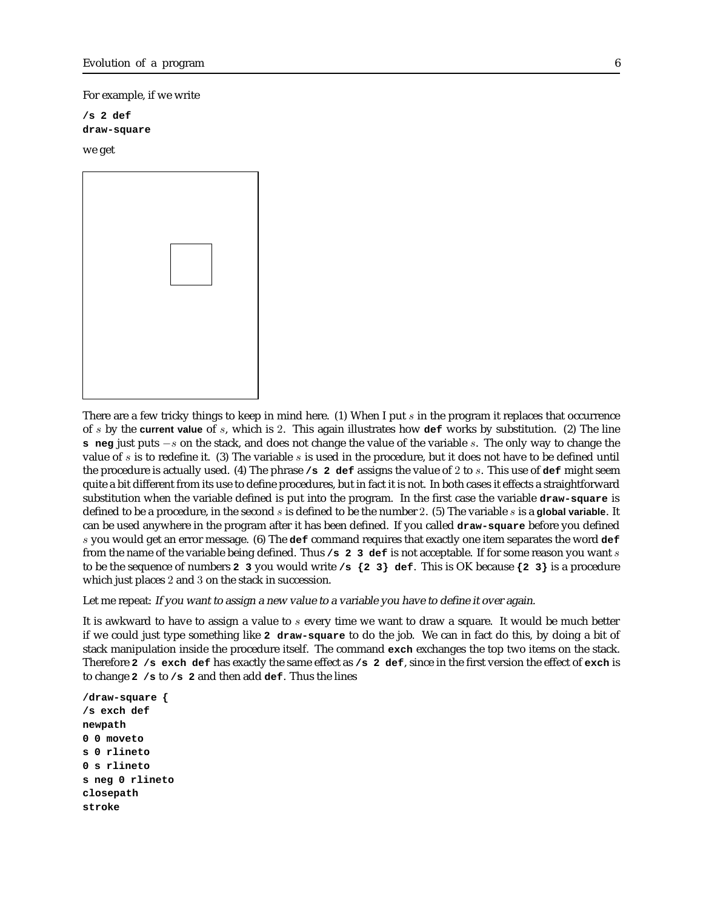For example, if we write

```
/s 2 def
draw-square
```

we get

There are a few tricky things to keep in mind here. (1) When I put $s$ in the program it replaces that occurrence of $s$ by the **current value** of $s$, which is 2. This again illustrates how **def** works by substitution. (2) The line **s neg** just puts $-s$ on the stack, and does not change the value of the variable $s$. The only way to change the value of $s$ is to redefine it. (3) The variable $s$ is used in the procedure, but it does not have to be defined until the procedure is actually used. (4) The phrase **/s 2 def** assigns the value of 2 to $s$. This use of **def** might seem quite a bit different from its use to define procedures, but in fact it is not. In both cases it effects a straightforward substitution when the variable defined is put into the program. In the first case the variable **draw-square** is defined to be a procedure, in the second $s$ is defined to be the number 2. (5) The variable $s$ is a **global variable**. It can be used anywhere in the program after it has been defined. If you called **draw-square** before you defined $s$ you would get an error message. (6) The **def** command requires that exactly one item separates the word **def** from the name of the variable being defined. Thus **/s 2 3 def** is not acceptable. If for some reason you want $s$ to be the sequence of numbers **2 3** you would write **/s {2 3} def**. This is OK because **{2 3}** is a procedure which just places 2 and 3 on the stack in succession.

Let me repeat: *If you want to assign a new value to a variable you have to define it over again.*

It is awkward to have to assign a value to $s$ every time we want to draw a square. It would be much better if we could just type something like **2 draw-square** to do the job. We can in fact do this, by doing a bit of stack manipulation inside the procedure itself. The command **exch** exchanges the top two items on the stack. Therefore **2 /s exch def** has exactly the same effect as **/s 2 def**, since in the first version the effect of **exch** is to change **2 /s** to **/s 2** and then add **def**. Thus the lines

```
/draw-square {
/s exch def
newpath
0 0 moveto
s 0 rlineto
0 s rlineto
s neg 0 rlineto
closepath
stroke
```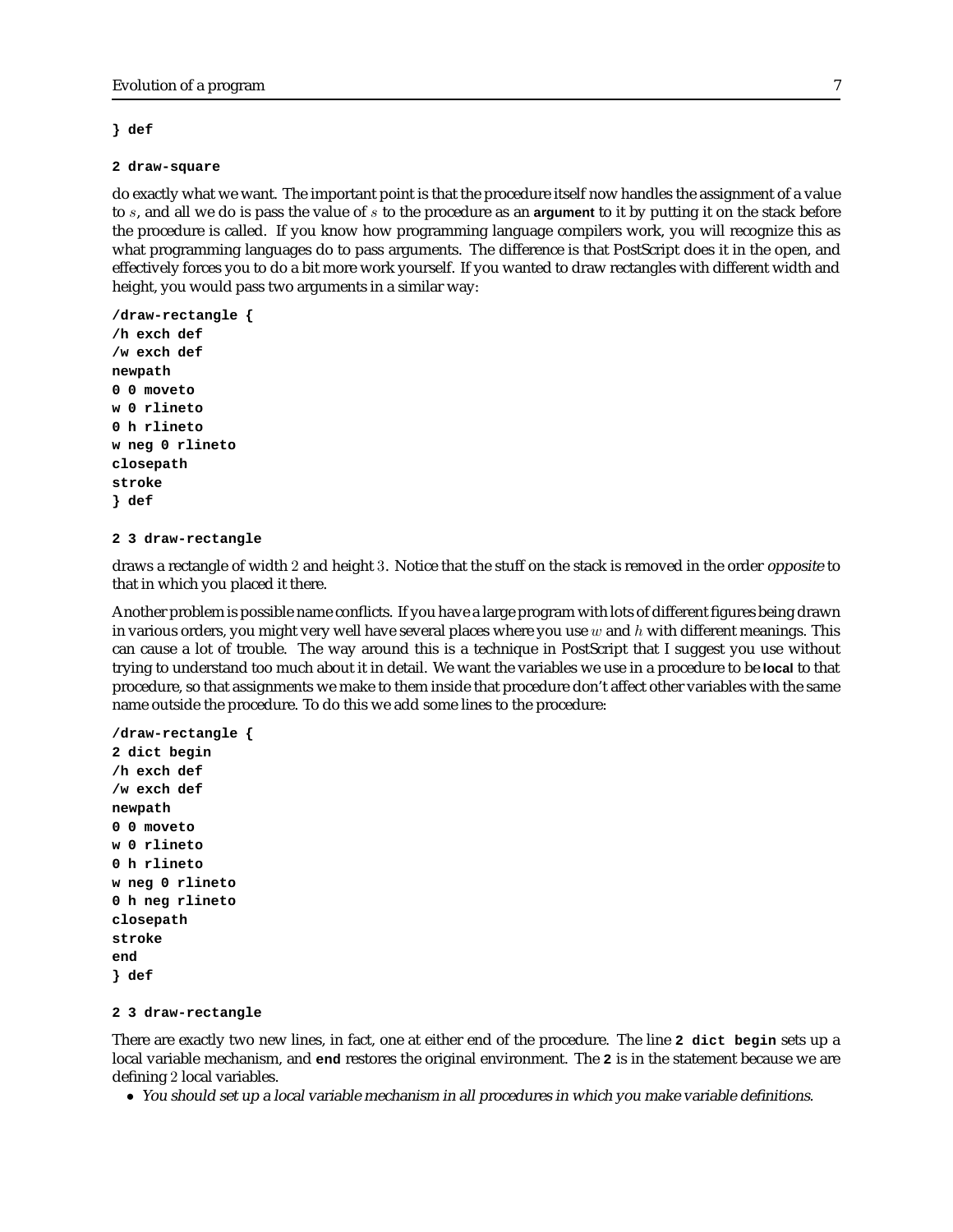```
} def
```

```
2 draw-square
```

do exactly what we want. The important point is that the procedure itself now handles the assignment of a value to $s$, and all we do is pass the value of $s$ to the procedure as an **argument** to it by putting it on the stack before the procedure is called. If you know how programming language compilers work, you will recognize this as what programming languages do to pass arguments. The difference is that PostScript does it in the open, and effectively forces you to do a bit more work yourself. If you wanted to draw rectangles with different width and height, you would pass two arguments in a similar way:

```
/draw-rectangle {
/h exch def
/w exch def
newpath
0 0 moveto
w 0 rlineto
0 h rlineto
w neg 0 rlineto
closepath
stroke
} def
```

```
2 3 draw-rectangle
```

draws a rectangle of width $2$ and height $3$. Notice that the stuff on the stack is removed in the order *opposite* to that in which you placed it there.

Another problem is possible name conflicts. If you have a large program with lots of different figures being drawn in various orders, you might very well have several places where you use $w$ and $h$ with different meanings. This can cause a lot of trouble. The way around this is a technique in PostScript that I suggest you use without trying to understand too much about it in detail. We want the variables we use in a procedure to be **local** to that procedure, so that assignments we make to them inside that procedure don't affect other variables with the same name outside the procedure. To do this we add some lines to the procedure:

```
/draw-rectangle {
2 dict begin
/h exch def
/w exch def
newpath
0 0 moveto
w 0 rlineto
0 h rlineto
w neg 0 rlineto
0 h neg rlineto
closepath
stroke
end
} def
```

```
2 3 draw-rectangle
```

There are exactly two new lines, in fact, one at either end of the procedure. The line **`2 dict begin`** sets up a local variable mechanism, and **`end`** restores the original environment. The **`2`** is in the statement because we are defining $2$ local variables.

- *You should set up a local variable mechanism in all procedures in which you make variable definitions.*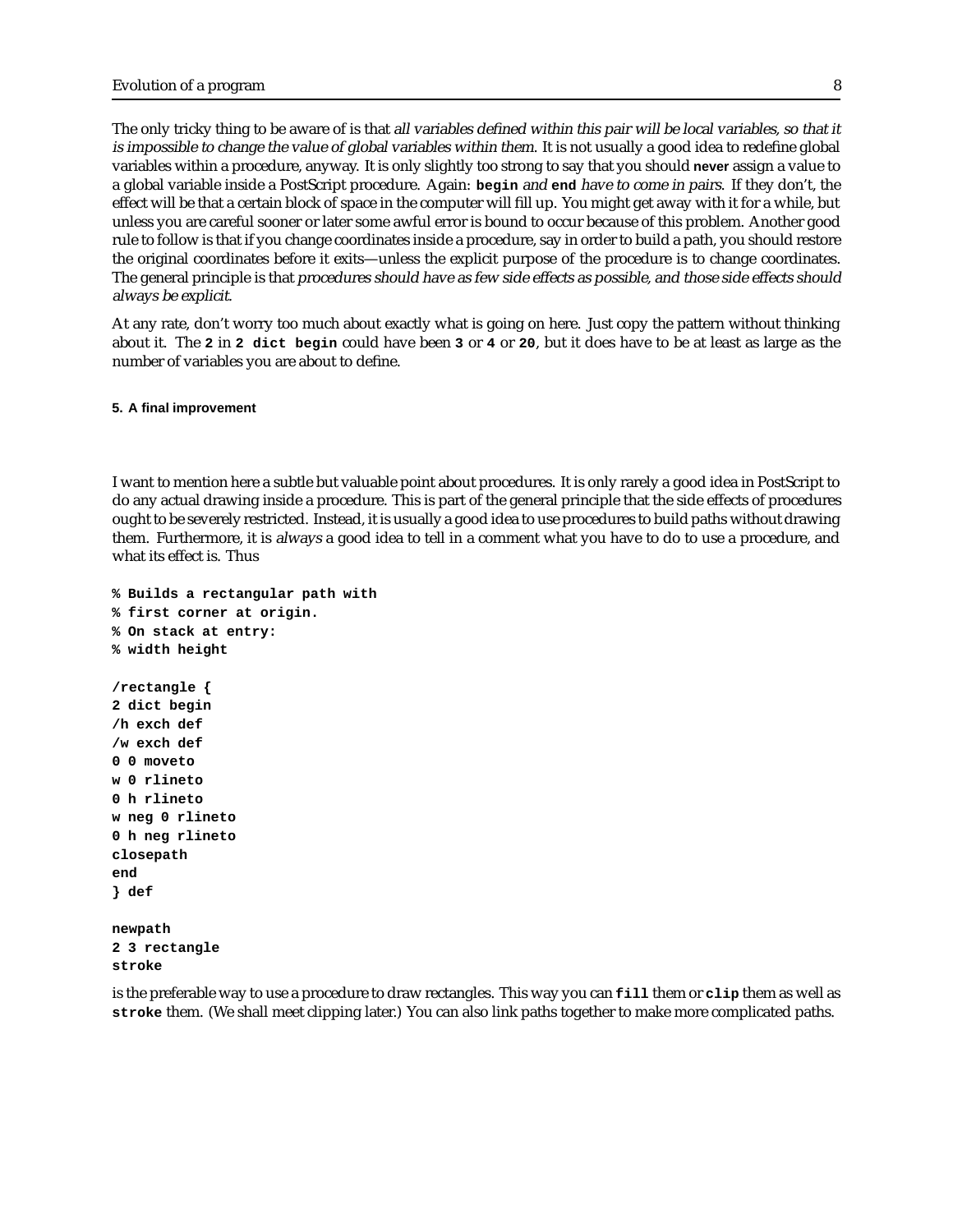The only tricky thing to be aware of is that *all variables defined within this pair will be local variables, so that it is impossible to change the value of global variables within them*. It is not usually a good idea to redefine global variables within a procedure, anyway. It is only slightly too strong to say that you should **never** assign a value to a global variable inside a PostScript procedure. Again: **begin** *and* **end** *have to come in pairs*. If they don't, the effect will be that a certain block of space in the computer will fill up. You might get away with it for a while, but unless you are careful sooner or later some awful error is bound to occur because of this problem. Another good rule to follow is that if you change coordinates inside a procedure, say in order to build a path, you should restore the original coordinates before it exits—unless the explicit purpose of the procedure is to change coordinates. The general principle is that *procedures should have as few side effects as possible, and those side effects should always be explicit*.

At any rate, don't worry too much about exactly what is going on here. Just copy the pattern without thinking about it. The **2** in **2 dict begin** could have been **3** or **4** or **20**, but it does have to be at least as large as the number of variables you are about to define.

#### 5. A final improvement

I want to mention here a subtle but valuable point about procedures. It is only rarely a good idea in PostScript to do any actual drawing inside a procedure. This is part of the general principle that the side effects of procedures ought to be severely restricted. Instead, it is usually a good idea to use procedures to build paths without drawing them. Furthermore, it is *always* a good idea to tell in a comment what you have to do to use a procedure, and what its effect is. Thus

```
% Builds a rectangular path with
% first corner at origin.
% On stack at entry:
% width height

/rectangle {
2 dict begin
/h exch def
/w exch def
0 0 moveto
w 0 rlineto
0 h rlineto
w neg 0 rlineto
0 h neg rlineto
closepath
end
} def

newpath
2 3 rectangle
stroke
```

is the preferable way to use a procedure to draw rectangles. This way you can **fill** them or **clip** them as well as **stroke** them. (We shall meet clipping later.) You can also link paths together to make more complicated paths.